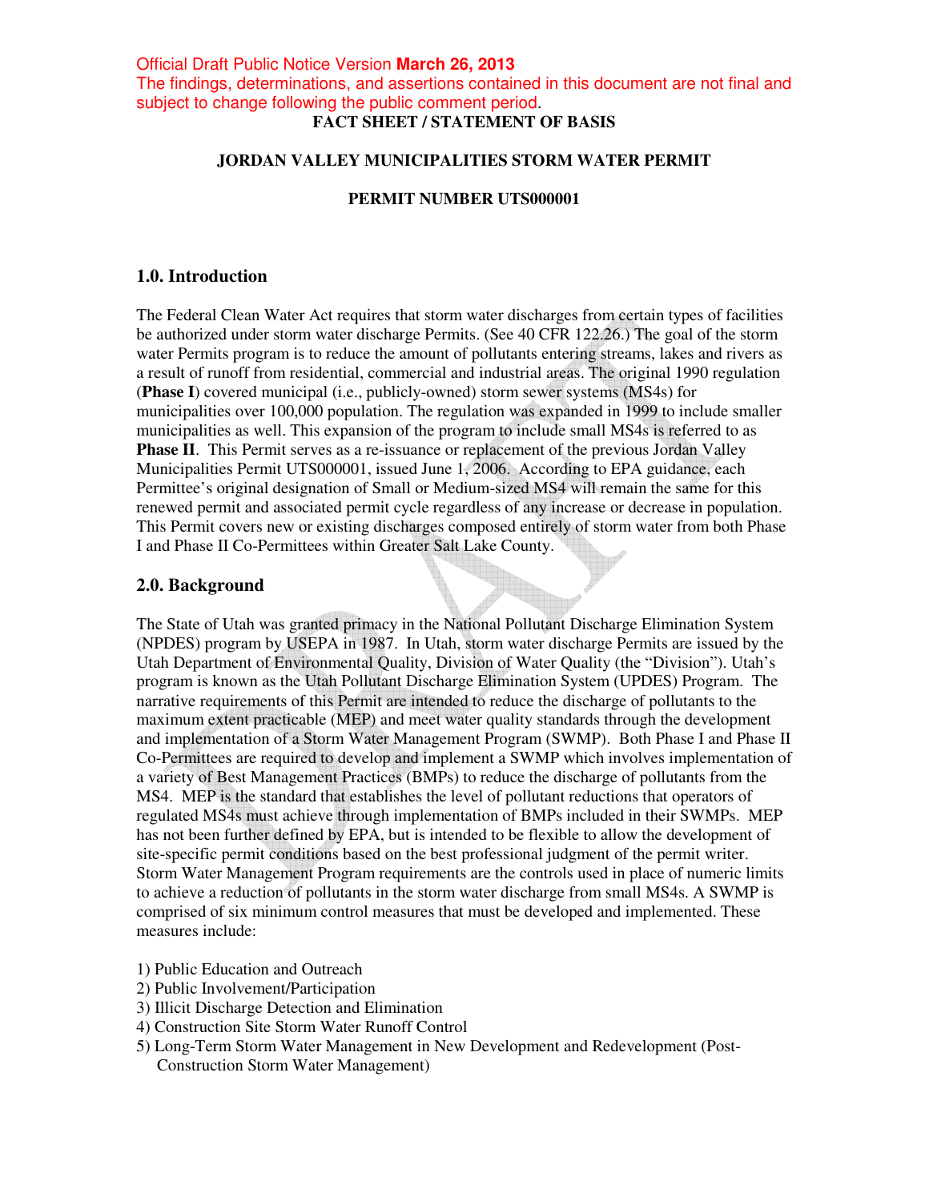Official Draft Public Notice Version **March 26, 2013**
The findings, determinations, and assertions contained in this document are not final and subject to change following the public comment period.

**FACT SHEET / STATEMENT OF BASIS**

**JORDAN VALLEY MUNICIPALITIES STORM WATER PERMIT**

**PERMIT NUMBER UTS000001**

## 1.0. Introduction

The Federal Clean Water Act requires that storm water discharges from certain types of facilities be authorized under storm water discharge Permits. (See 40 CFR 122.26.) The goal of the storm water Permits program is to reduce the amount of pollutants entering streams, lakes and rivers as a result of runoff from residential, commercial and industrial areas. The original 1990 regulation (**Phase I**) covered municipal (i.e., publicly-owned) storm sewer systems (MS4s) for municipalities over 100,000 population. The regulation was expanded in 1999 to include smaller municipalities as well. This expansion of the program to include small MS4s is referred to as **Phase II**. This Permit serves as a re-issuance or replacement of the previous Jordan Valley Municipalities Permit UTS000001, issued June 1, 2006. According to EPA guidance, each Permittee's original designation of Small or Medium-sized MS4 will remain the same for this renewed permit and associated permit cycle regardless of any increase or decrease in population. This Permit covers new or existing discharges composed entirely of storm water from both Phase I and Phase II Co-Permittees within Greater Salt Lake County.

## 2.0. Background

The State of Utah was granted primacy in the National Pollutant Discharge Elimination System (NPDES) program by USEPA in 1987. In Utah, storm water discharge Permits are issued by the Utah Department of Environmental Quality, Division of Water Quality (the "Division"). Utah's program is known as the Utah Pollutant Discharge Elimination System (UPDES) Program. The narrative requirements of this Permit are intended to reduce the discharge of pollutants to the maximum extent practicable (MEP) and meet water quality standards through the development and implementation of a Storm Water Management Program (SWMP). Both Phase I and Phase II Co-Permittees are required to develop and implement a SWMP which involves implementation of a variety of Best Management Practices (BMPs) to reduce the discharge of pollutants from the MS4. MEP is the standard that establishes the level of pollutant reductions that operators of regulated MS4s must achieve through implementation of BMPs included in their SWMPs. MEP has not been further defined by EPA, but is intended to be flexible to allow the development of site-specific permit conditions based on the best professional judgment of the permit writer. Storm Water Management Program requirements are the controls used in place of numeric limits to achieve a reduction of pollutants in the storm water discharge from small MS4s. A SWMP is comprised of six minimum control measures that must be developed and implemented. These measures include:

1) Public Education and Outreach
2) Public Involvement/Participation
3) Illicit Discharge Detection and Elimination
4) Construction Site Storm Water Runoff Control
5) Long-Term Storm Water Management in New Development and Redevelopment (Post-Construction Storm Water Management)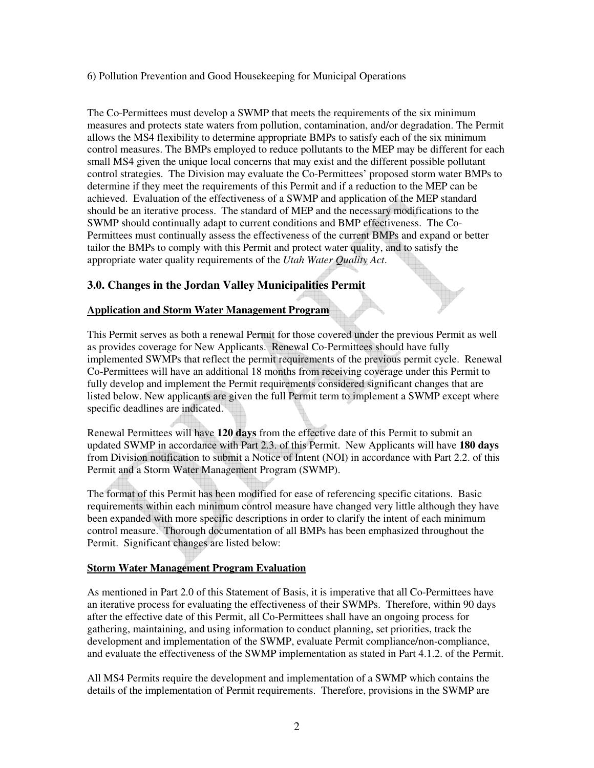6) Pollution Prevention and Good Housekeeping for Municipal Operations

The Co-Permittees must develop a SWMP that meets the requirements of the six minimum measures and protects state waters from pollution, contamination, and/or degradation. The Permit allows the MS4 flexibility to determine appropriate BMPs to satisfy each of the six minimum control measures. The BMPs employed to reduce pollutants to the MEP may be different for each small MS4 given the unique local concerns that may exist and the different possible pollutant control strategies. The Division may evaluate the Co-Permittees' proposed storm water BMPs to determine if they meet the requirements of this Permit and if a reduction to the MEP can be achieved. Evaluation of the effectiveness of a SWMP and application of the MEP standard should be an iterative process. The standard of MEP and the necessary modifications to the SWMP should continually adapt to current conditions and BMP effectiveness. The Co-Permittees must continually assess the effectiveness of the current BMPs and expand or better tailor the BMPs to comply with this Permit and protect water quality, and to satisfy the appropriate water quality requirements of the *Utah Water Quality Act*.

## 3.0. Changes in the Jordan Valley Municipalities Permit

**Application and Storm Water Management Program**

This Permit serves as both a renewal Permit for those covered under the previous Permit as well as provides coverage for New Applicants. Renewal Co-Permittees should have fully implemented SWMPs that reflect the permit requirements of the previous permit cycle. Renewal Co-Permittees will have an additional 18 months from receiving coverage under this Permit to fully develop and implement the Permit requirements considered significant changes that are listed below. New applicants are given the full Permit term to implement a SWMP except where specific deadlines are indicated.

Renewal Permittees will have **120 days** from the effective date of this Permit to submit an updated SWMP in accordance with Part 2.3. of this Permit. New Applicants will have **180 days** from Division notification to submit a Notice of Intent (NOI) in accordance with Part 2.2. of this Permit and a Storm Water Management Program (SWMP).

The format of this Permit has been modified for ease of referencing specific citations. Basic requirements within each minimum control measure have changed very little although they have been expanded with more specific descriptions in order to clarify the intent of each minimum control measure. Thorough documentation of all BMPs has been emphasized throughout the Permit. Significant changes are listed below:

**Storm Water Management Program Evaluation**

As mentioned in Part 2.0 of this Statement of Basis, it is imperative that all Co-Permittees have an iterative process for evaluating the effectiveness of their SWMPs. Therefore, within 90 days after the effective date of this Permit, all Co-Permittees shall have an ongoing process for gathering, maintaining, and using information to conduct planning, set priorities, track the development and implementation of the SWMP, evaluate Permit compliance/non-compliance, and evaluate the effectiveness of the SWMP implementation as stated in Part 4.1.2. of the Permit.

All MS4 Permits require the development and implementation of a SWMP which contains the details of the implementation of Permit requirements. Therefore, provisions in the SWMP are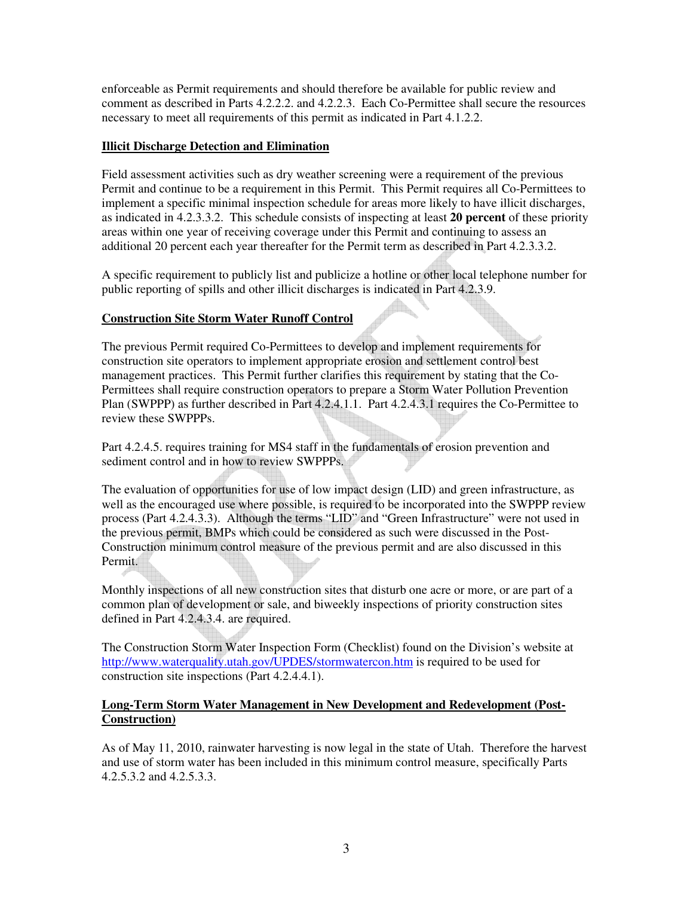enforceable as Permit requirements and should therefore be available for public review and comment as described in Parts 4.2.2.2. and 4.2.2.3. Each Co-Permittee shall secure the resources necessary to meet all requirements of this permit as indicated in Part 4.1.2.2.

**Illicit Discharge Detection and Elimination**

Field assessment activities such as dry weather screening were a requirement of the previous Permit and continue to be a requirement in this Permit. This Permit requires all Co-Permittees to implement a specific minimal inspection schedule for areas more likely to have illicit discharges, as indicated in 4.2.3.3.2. This schedule consists of inspecting at least **20 percent** of these priority areas within one year of receiving coverage under this Permit and continuing to assess an additional 20 percent each year thereafter for the Permit term as described in Part 4.2.3.3.2.

A specific requirement to publicly list and publicize a hotline or other local telephone number for public reporting of spills and other illicit discharges is indicated in Part 4.2.3.9.

**Construction Site Storm Water Runoff Control**

The previous Permit required Co-Permittees to develop and implement requirements for construction site operators to implement appropriate erosion and settlement control best management practices. This Permit further clarifies this requirement by stating that the Co-Permittees shall require construction operators to prepare a Storm Water Pollution Prevention Plan (SWPPP) as further described in Part 4.2.4.1.1. Part 4.2.4.3.1 requires the Co-Permittee to review these SWPPPs.

Part 4.2.4.5. requires training for MS4 staff in the fundamentals of erosion prevention and sediment control and in how to review SWPPPs.

The evaluation of opportunities for use of low impact design (LID) and green infrastructure, as well as the encouraged use where possible, is required to be incorporated into the SWPPP review process (Part 4.2.4.3.3). Although the terms "LID" and "Green Infrastructure" were not used in the previous permit, BMPs which could be considered as such were discussed in the Post-Construction minimum control measure of the previous permit and are also discussed in this Permit.

Monthly inspections of all new construction sites that disturb one acre or more, or are part of a common plan of development or sale, and biweekly inspections of priority construction sites defined in Part 4.2.4.3.4. are required.

The Construction Storm Water Inspection Form (Checklist) found on the Division's website at http://www.waterquality.utah.gov/UPDES/stormwatercon.htm is required to be used for construction site inspections (Part 4.2.4.4.1).

**Long-Term Storm Water Management in New Development and Redevelopment (Post-Construction)**

As of May 11, 2010, rainwater harvesting is now legal in the state of Utah. Therefore the harvest and use of storm water has been included in this minimum control measure, specifically Parts 4.2.5.3.2 and 4.2.5.3.3.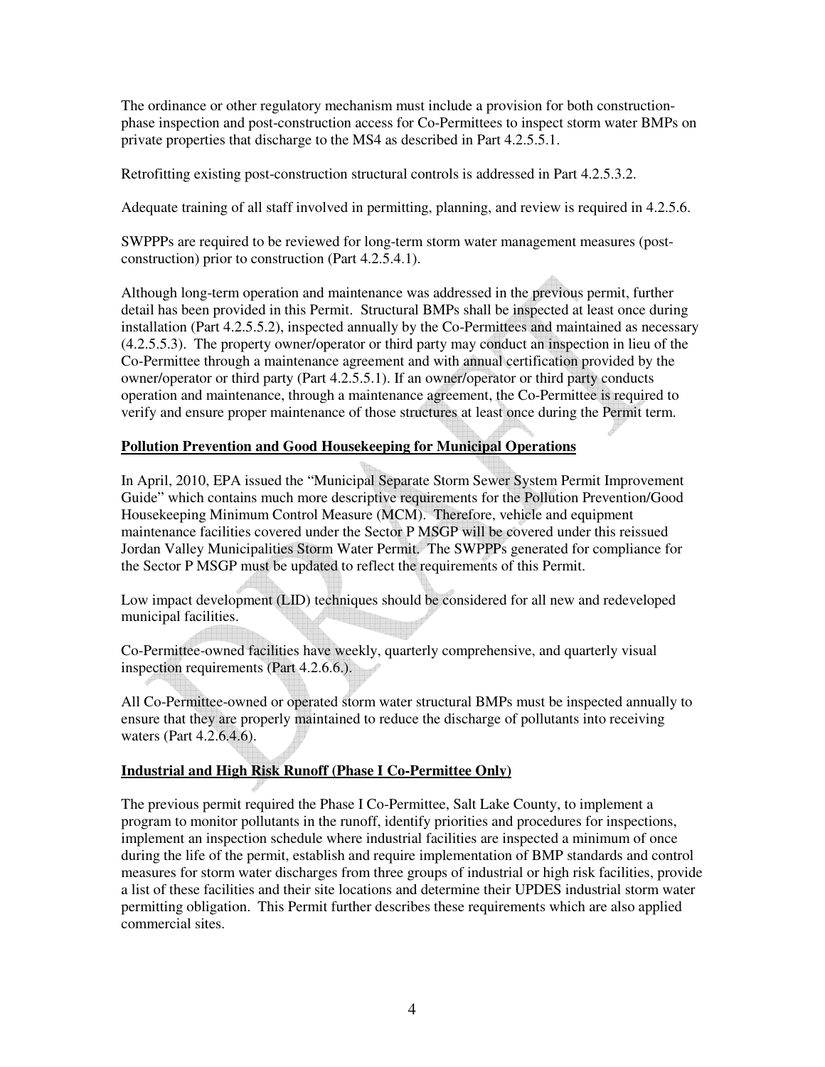The ordinance or other regulatory mechanism must include a provision for both construction-phase inspection and post-construction access for Co-Permittees to inspect storm water BMPs on private properties that discharge to the MS4 as described in Part 4.2.5.5.1.

Retrofitting existing post-construction structural controls is addressed in Part 4.2.5.3.2.

Adequate training of all staff involved in permitting, planning, and review is required in 4.2.5.6.

SWPPPs are required to be reviewed for long-term storm water management measures (post-construction) prior to construction (Part 4.2.5.4.1).

Although long-term operation and maintenance was addressed in the previous permit, further detail has been provided in this Permit. Structural BMPs shall be inspected at least once during installation (Part 4.2.5.5.2), inspected annually by the Co-Permittees and maintained as necessary (4.2.5.5.3). The property owner/operator or third party may conduct an inspection in lieu of the Co-Permittee through a maintenance agreement and with annual certification provided by the owner/operator or third party (Part 4.2.5.5.1). If an owner/operator or third party conducts operation and maintenance, through a maintenance agreement, the Co-Permittee is required to verify and ensure proper maintenance of those structures at least once during the Permit term.

**Pollution Prevention and Good Housekeeping for Municipal Operations**

In April, 2010, EPA issued the "Municipal Separate Storm Sewer System Permit Improvement Guide" which contains much more descriptive requirements for the Pollution Prevention/Good Housekeeping Minimum Control Measure (MCM). Therefore, vehicle and equipment maintenance facilities covered under the Sector P MSGP will be covered under this reissued Jordan Valley Municipalities Storm Water Permit. The SWPPPs generated for compliance for the Sector P MSGP must be updated to reflect the requirements of this Permit.

Low impact development (LID) techniques should be considered for all new and redeveloped municipal facilities.

Co-Permittee-owned facilities have weekly, quarterly comprehensive, and quarterly visual inspection requirements (Part 4.2.6.6.).

All Co-Permittee-owned or operated storm water structural BMPs must be inspected annually to ensure that they are properly maintained to reduce the discharge of pollutants into receiving waters (Part 4.2.6.4.6).

**Industrial and High Risk Runoff (Phase I Co-Permittee Only)**

The previous permit required the Phase I Co-Permittee, Salt Lake County, to implement a program to monitor pollutants in the runoff, identify priorities and procedures for inspections, implement an inspection schedule where industrial facilities are inspected a minimum of once during the life of the permit, establish and require implementation of BMP standards and control measures for storm water discharges from three groups of industrial or high risk facilities, provide a list of these facilities and their site locations and determine their UPDES industrial storm water permitting obligation. This Permit further describes these requirements which are also applied commercial sites.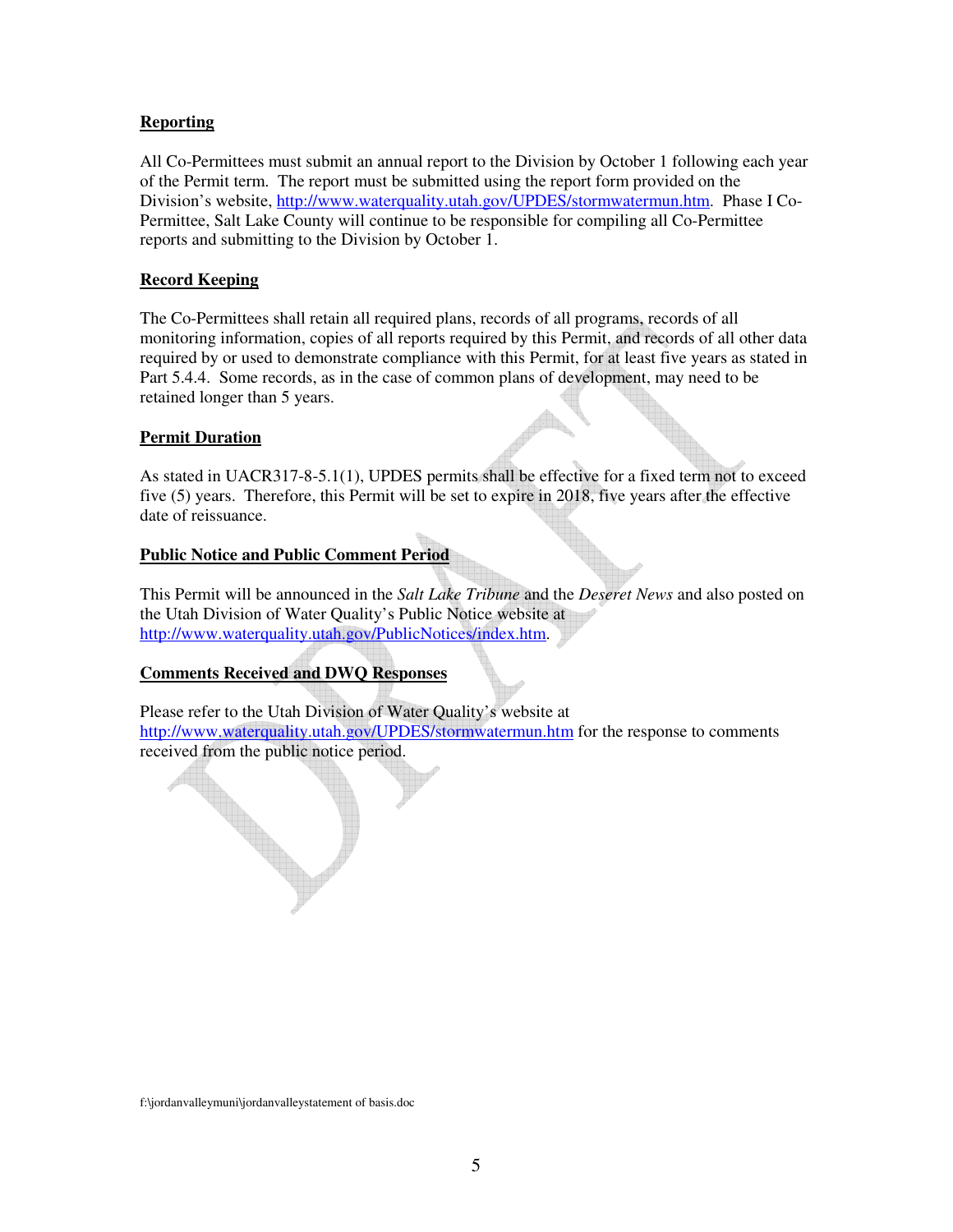**Reporting**

All Co-Permittees must submit an annual report to the Division by October 1 following each year of the Permit term. The report must be submitted using the report form provided on the Division's website, http://www.waterquality.utah.gov/UPDES/stormwatermun.htm. Phase I Co-Permittee, Salt Lake County will continue to be responsible for compiling all Co-Permittee reports and submitting to the Division by October 1.

**Record Keeping**

The Co-Permittees shall retain all required plans, records of all programs, records of all monitoring information, copies of all reports required by this Permit, and records of all other data required by or used to demonstrate compliance with this Permit, for at least five years as stated in Part 5.4.4. Some records, as in the case of common plans of development, may need to be retained longer than 5 years.

**Permit Duration**

As stated in UACR317-8-5.1(1), UPDES permits shall be effective for a fixed term not to exceed five (5) years. Therefore, this Permit will be set to expire in 2018, five years after the effective date of reissuance.

**Public Notice and Public Comment Period**

This Permit will be announced in the *Salt Lake Tribune* and the *Deseret News* and also posted on the Utah Division of Water Quality's Public Notice website at http://www.waterquality.utah.gov/PublicNotices/index.htm.

**Comments Received and DWQ Responses**

Please refer to the Utah Division of Water Quality's website at http://www.waterquality.utah.gov/UPDES/stormwatermun.htm for the response to comments received from the public notice period.

f:\jordanvalleymuni\jordanvalleystatement of basis.doc